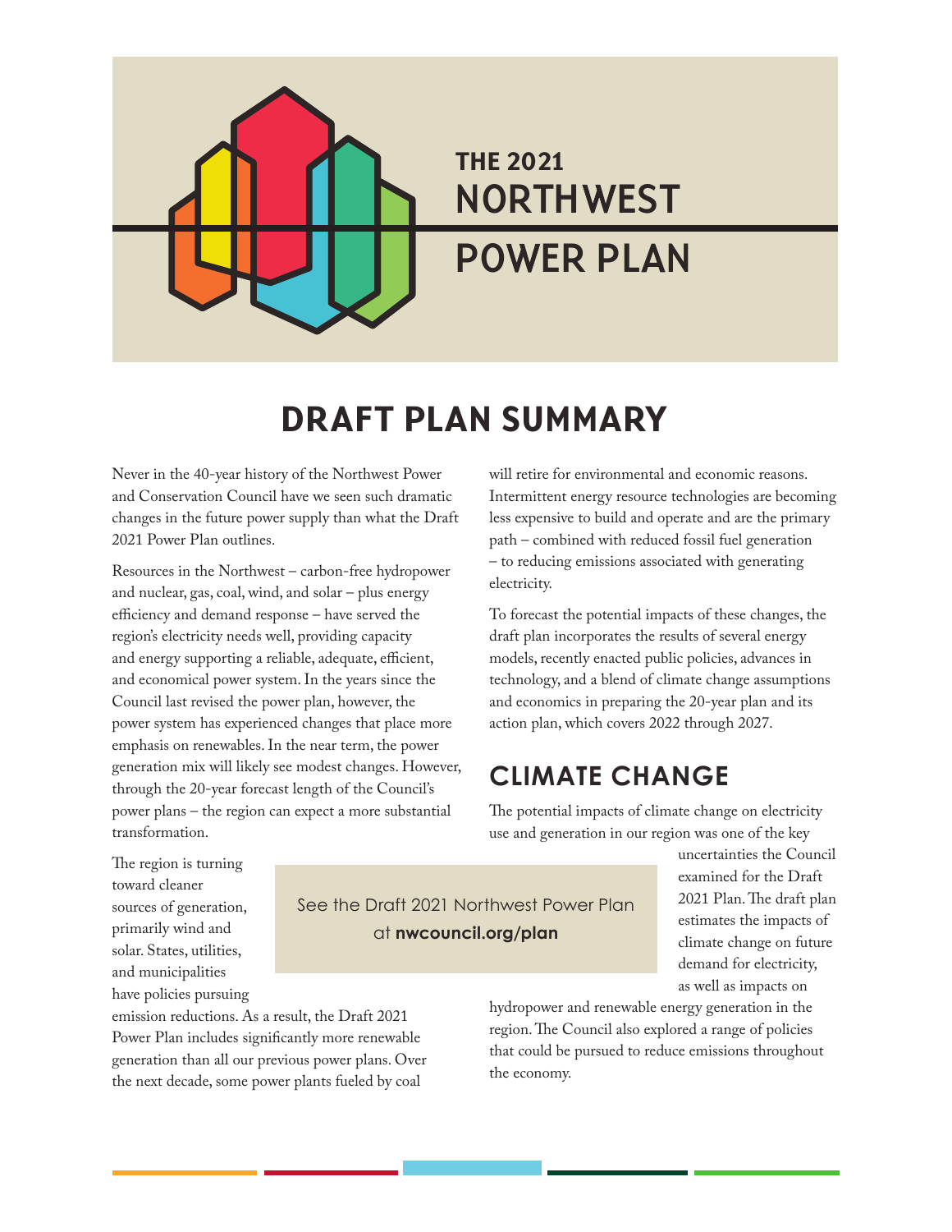# THE 2021 NORTHWEST POWER PLAN

## DRAFT PLAN SUMMARY

Never in the 40-year history of the Northwest Power and Conservation Council have we seen such dramatic changes in the future power supply than what the Draft 2021 Power Plan outlines.

Resources in the Northwest – carbon-free hydropower and nuclear, gas, coal, wind, and solar – plus energy efficiency and demand response – have served the region's electricity needs well, providing capacity and energy supporting a reliable, adequate, efficient, and economical power system. In the years since the Council last revised the power plan, however, the power system has experienced changes that place more emphasis on renewables. In the near term, the power generation mix will likely see modest changes. However, through the 20-year forecast length of the Council's power plans – the region can expect a more substantial transformation.

The region is turning toward cleaner sources of generation, primarily wind and solar. States, utilities, and municipalities have policies pursuing emission reductions. As a result, the Draft 2021 Power Plan includes significantly more renewable generation than all our previous power plans. Over the next decade, some power plants fueled by coal will retire for environmental and economic reasons. Intermittent energy resource technologies are becoming less expensive to build and operate and are the primary path – combined with reduced fossil fuel generation – to reducing emissions associated with generating electricity.

To forecast the potential impacts of these changes, the draft plan incorporates the results of several energy models, recently enacted public policies, advances in technology, and a blend of climate change assumptions and economics in preparing the 20-year plan and its action plan, which covers 2022 through 2027.

See the Draft 2021 Northwest Power Plan at **nwcouncil.org/plan**

## CLIMATE CHANGE

The potential impacts of climate change on electricity use and generation in our region was one of the key uncertainties the Council examined for the Draft 2021 Plan. The draft plan estimates the impacts of climate change on future demand for electricity, as well as impacts on hydropower and renewable energy generation in the region. The Council also explored a range of policies that could be pursued to reduce emissions throughout the economy.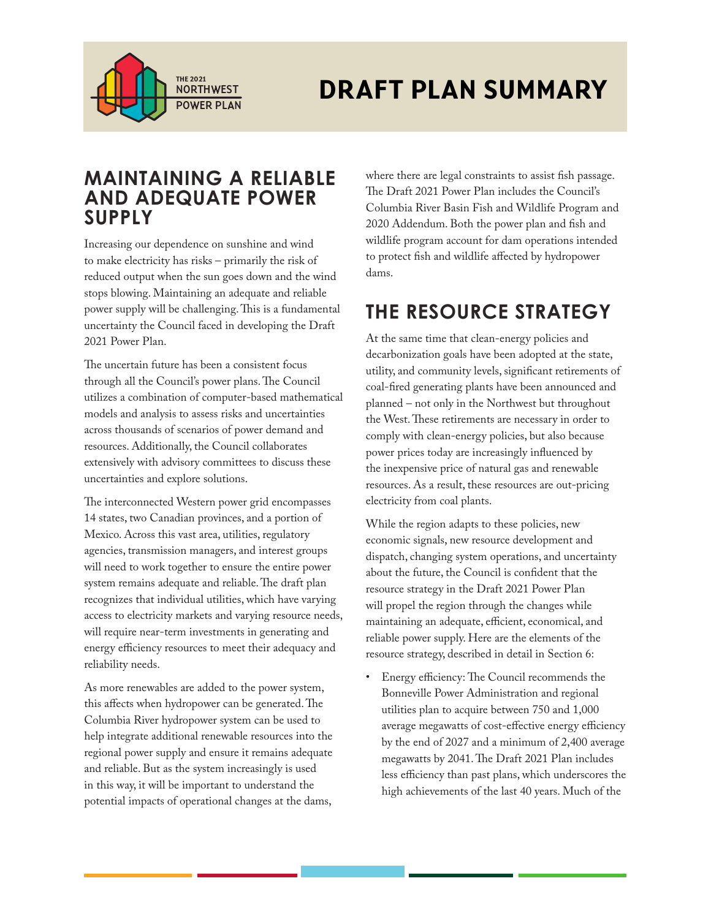# DRAFT PLAN SUMMARY

## MAINTAINING A RELIABLE AND ADEQUATE POWER SUPPLY

Increasing our dependence on sunshine and wind to make electricity has risks – primarily the risk of reduced output when the sun goes down and the wind stops blowing. Maintaining an adequate and reliable power supply will be challenging. This is a fundamental uncertainty the Council faced in developing the Draft 2021 Power Plan.

The uncertain future has been a consistent focus through all the Council's power plans. The Council utilizes a combination of computer-based mathematical models and analysis to assess risks and uncertainties across thousands of scenarios of power demand and resources. Additionally, the Council collaborates extensively with advisory committees to discuss these uncertainties and explore solutions.

The interconnected Western power grid encompasses 14 states, two Canadian provinces, and a portion of Mexico. Across this vast area, utilities, regulatory agencies, transmission managers, and interest groups will need to work together to ensure the entire power system remains adequate and reliable. The draft plan recognizes that individual utilities, which have varying access to electricity markets and varying resource needs, will require near-term investments in generating and energy efficiency resources to meet their adequacy and reliability needs.

As more renewables are added to the power system, this affects when hydropower can be generated. The Columbia River hydropower system can be used to help integrate additional renewable resources into the regional power supply and ensure it remains adequate and reliable. But as the system increasingly is used in this way, it will be important to understand the potential impacts of operational changes at the dams, where there are legal constraints to assist fish passage. The Draft 2021 Power Plan includes the Council's Columbia River Basin Fish and Wildlife Program and 2020 Addendum. Both the power plan and fish and wildlife program account for dam operations intended to protect fish and wildlife affected by hydropower dams.

## THE RESOURCE STRATEGY

At the same time that clean-energy policies and decarbonization goals have been adopted at the state, utility, and community levels, significant retirements of coal-fired generating plants have been announced and planned – not only in the Northwest but throughout the West. These retirements are necessary in order to comply with clean-energy policies, but also because power prices today are increasingly influenced by the inexpensive price of natural gas and renewable resources. As a result, these resources are out-pricing electricity from coal plants.

While the region adapts to these policies, new economic signals, new resource development and dispatch, changing system operations, and uncertainty about the future, the Council is confident that the resource strategy in the Draft 2021 Power Plan will propel the region through the changes while maintaining an adequate, efficient, economical, and reliable power supply. Here are the elements of the resource strategy, described in detail in Section 6:

- Energy efficiency: The Council recommends the Bonneville Power Administration and regional utilities plan to acquire between 750 and 1,000 average megawatts of cost-effective energy efficiency by the end of 2027 and a minimum of 2,400 average megawatts by 2041. The Draft 2021 Plan includes less efficiency than past plans, which underscores the high achievements of the last 40 years. Much of the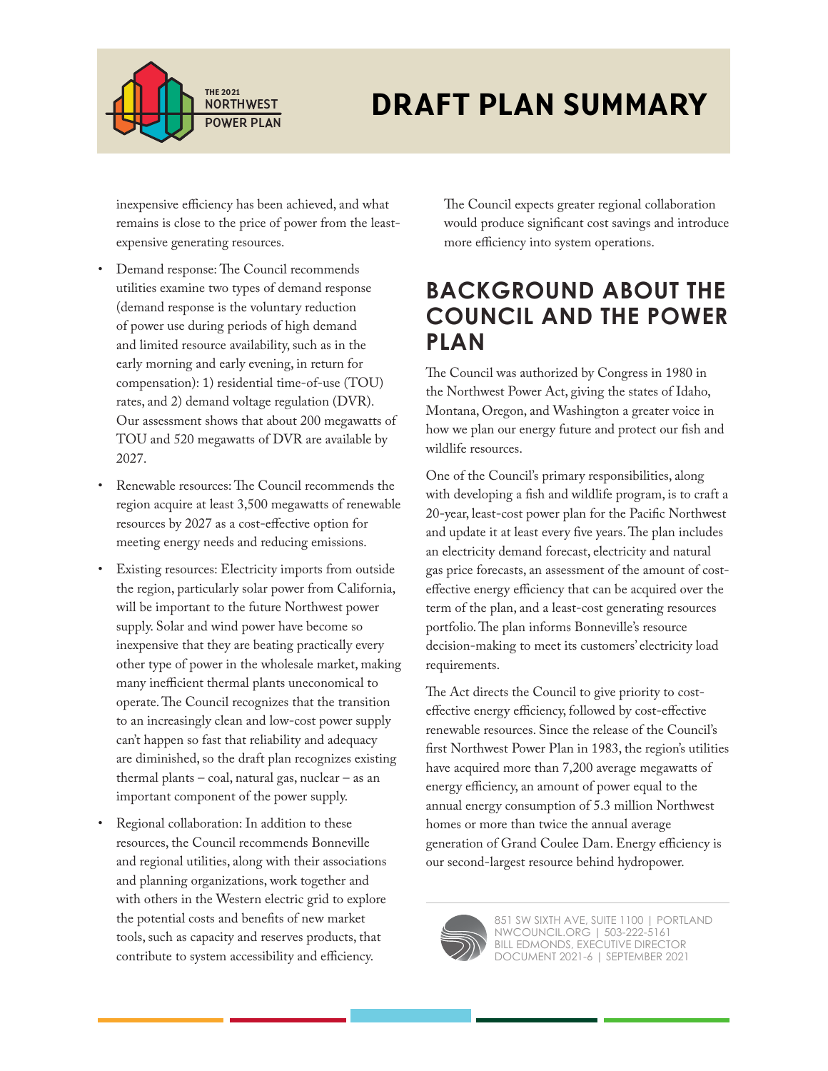inexpensive efficiency has been achieved, and what remains is close to the price of power from the least-expensive generating resources.

- Demand response: The Council recommends utilities examine two types of demand response (demand response is the voluntary reduction of power use during periods of high demand and limited resource availability, such as in the early morning and early evening, in return for compensation): 1) residential time-of-use (TOU) rates, and 2) demand voltage regulation (DVR). Our assessment shows that about 200 megawatts of TOU and 520 megawatts of DVR are available by 2027.
- Renewable resources: The Council recommends the region acquire at least 3,500 megawatts of renewable resources by 2027 as a cost-effective option for meeting energy needs and reducing emissions.
- Existing resources: Electricity imports from outside the region, particularly solar power from California, will be important to the future Northwest power supply. Solar and wind power have become so inexpensive that they are beating practically every other type of power in the wholesale market, making many inefficient thermal plants uneconomical to operate. The Council recognizes that the transition to an increasingly clean and low-cost power supply can't happen so fast that reliability and adequacy are diminished, so the draft plan recognizes existing thermal plants – coal, natural gas, nuclear – as an important component of the power supply.
- Regional collaboration: In addition to these resources, the Council recommends Bonneville and regional utilities, along with their associations and planning organizations, work together and with others in the Western electric grid to explore the potential costs and benefits of new market tools, such as capacity and reserves products, that contribute to system accessibility and efficiency.

The Council expects greater regional collaboration would produce significant cost savings and introduce more efficiency into system operations.

## BACKGROUND ABOUT THE COUNCIL AND THE POWER PLAN

The Council was authorized by Congress in 1980 in the Northwest Power Act, giving the states of Idaho, Montana, Oregon, and Washington a greater voice in how we plan our energy future and protect our fish and wildlife resources.

One of the Council's primary responsibilities, along with developing a fish and wildlife program, is to craft a 20-year, least-cost power plan for the Pacific Northwest and update it at least every five years. The plan includes an electricity demand forecast, electricity and natural gas price forecasts, an assessment of the amount of cost-effective energy efficiency that can be acquired over the term of the plan, and a least-cost generating resources portfolio. The plan informs Bonneville's resource decision-making to meet its customers' electricity load requirements.

The Act directs the Council to give priority to cost-effective energy efficiency, followed by cost-effective renewable resources. Since the release of the Council's first Northwest Power Plan in 1983, the region's utilities have acquired more than 7,200 average megawatts of energy efficiency, an amount of power equal to the annual energy consumption of 5.3 million Northwest homes or more than twice the annual average generation of Grand Coulee Dam. Energy efficiency is our second-largest resource behind hydropower.

851 SW SIXTH AVE, SUITE 1100 | PORTLAND
NWCOUNCIL.ORG | 503-222-5161
BILL EDMONDS, EXECUTIVE DIRECTOR
DOCUMENT 2021-6 | SEPTEMBER 2021